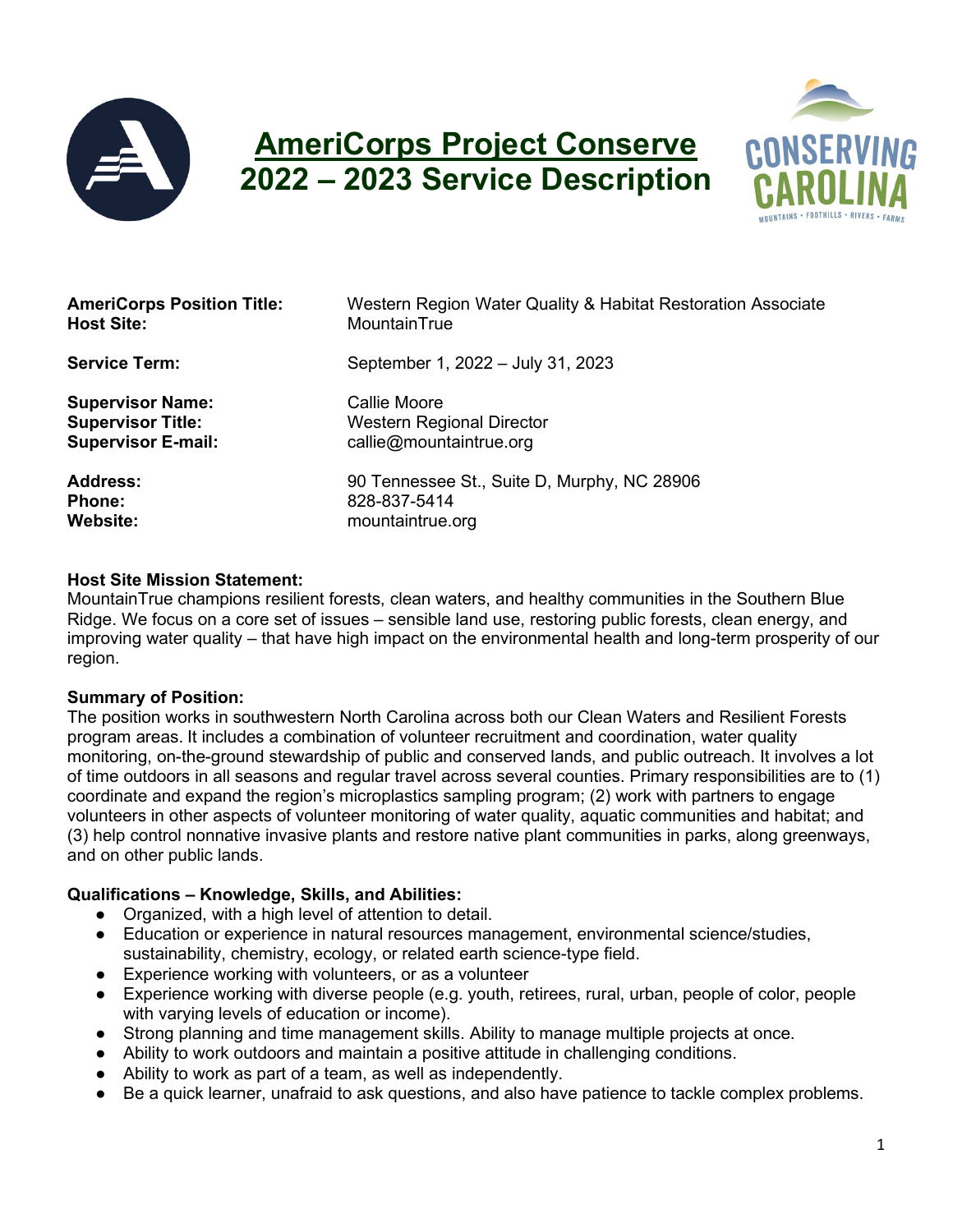# AmeriCorps Project Conserve
# 2022 – 2023 Service Description

CONSERVING CAROLINA
MOUNTAINS • FOOTHILLS • RIVERS • FARMS

**AmeriCorps Position Title:** Western Region Water Quality & Habitat Restoration Associate
**Host Site:** MountainTrue

**Service Term:** September 1, 2022 – July 31, 2023

**Supervisor Name:** Callie Moore
**Supervisor Title:** Western Regional Director
**Supervisor E-mail:** callie@mountaintrue.org

**Address:** 90 Tennessee St., Suite D, Murphy, NC 28906
**Phone:** 828-837-5414
**Website:** mountaintrue.org

**Host Site Mission Statement:**
MountainTrue champions resilient forests, clean waters, and healthy communities in the Southern Blue Ridge. We focus on a core set of issues – sensible land use, restoring public forests, clean energy, and improving water quality – that have high impact on the environmental health and long-term prosperity of our region.

**Summary of Position:**
The position works in southwestern North Carolina across both our Clean Waters and Resilient Forests program areas. It includes a combination of volunteer recruitment and coordination, water quality monitoring, on-the-ground stewardship of public and conserved lands, and public outreach. It involves a lot of time outdoors in all seasons and regular travel across several counties. Primary responsibilities are to (1) coordinate and expand the region's microplastics sampling program; (2) work with partners to engage volunteers in other aspects of volunteer monitoring of water quality, aquatic communities and habitat; and (3) help control nonnative invasive plants and restore native plant communities in parks, along greenways, and on other public lands.

**Qualifications – Knowledge, Skills, and Abilities:**

- Organized, with a high level of attention to detail.
- Education or experience in natural resources management, environmental science/studies, sustainability, chemistry, ecology, or related earth science-type field.
- Experience working with volunteers, or as a volunteer
- Experience working with diverse people (e.g. youth, retirees, rural, urban, people of color, people with varying levels of education or income).
- Strong planning and time management skills. Ability to manage multiple projects at once.
- Ability to work outdoors and maintain a positive attitude in challenging conditions.
- Ability to work as part of a team, as well as independently.
- Be a quick learner, unafraid to ask questions, and also have patience to tackle complex problems.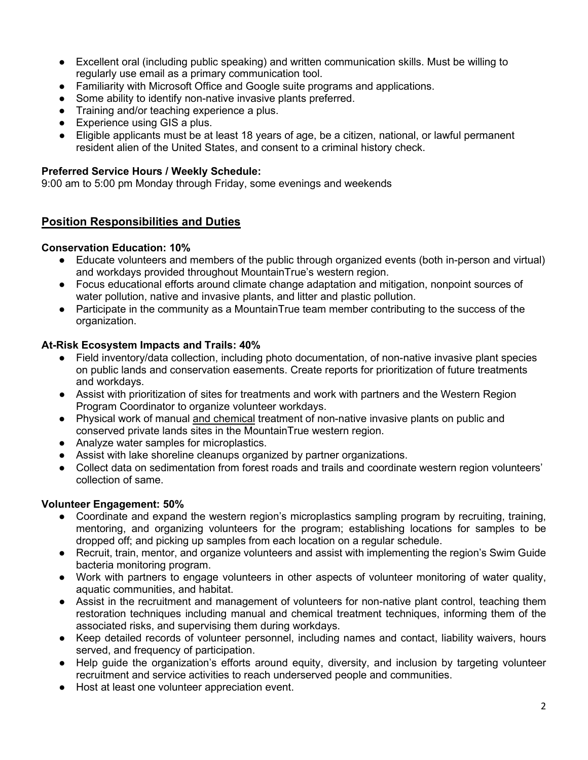- Excellent oral (including public speaking) and written communication skills. Must be willing to regularly use email as a primary communication tool.
- Familiarity with Microsoft Office and Google suite programs and applications.
- Some ability to identify non-native invasive plants preferred.
- Training and/or teaching experience a plus.
- Experience using GIS a plus.
- Eligible applicants must be at least 18 years of age, be a citizen, national, or lawful permanent resident alien of the United States, and consent to a criminal history check.

**Preferred Service Hours / Weekly Schedule:**
9:00 am to 5:00 pm Monday through Friday, some evenings and weekends

## Position Responsibilities and Duties

**Conservation Education: 10%**

- Educate volunteers and members of the public through organized events (both in-person and virtual) and workdays provided throughout MountainTrue's western region.
- Focus educational efforts around climate change adaptation and mitigation, nonpoint sources of water pollution, native and invasive plants, and litter and plastic pollution.
- Participate in the community as a MountainTrue team member contributing to the success of the organization.

**At-Risk Ecosystem Impacts and Trails: 40%**

- Field inventory/data collection, including photo documentation, of non-native invasive plant species on public lands and conservation easements. Create reports for prioritization of future treatments and workdays.
- Assist with prioritization of sites for treatments and work with partners and the Western Region Program Coordinator to organize volunteer workdays.
- Physical work of manual <u>and chemical</u> treatment of non-native invasive plants on public and conserved private lands sites in the MountainTrue western region.
- Analyze water samples for microplastics.
- Assist with lake shoreline cleanups organized by partner organizations.
- Collect data on sedimentation from forest roads and trails and coordinate western region volunteers' collection of same.

**Volunteer Engagement: 50%**

- Coordinate and expand the western region's microplastics sampling program by recruiting, training, mentoring, and organizing volunteers for the program; establishing locations for samples to be dropped off; and picking up samples from each location on a regular schedule.
- Recruit, train, mentor, and organize volunteers and assist with implementing the region's Swim Guide bacteria monitoring program.
- Work with partners to engage volunteers in other aspects of volunteer monitoring of water quality, aquatic communities, and habitat.
- Assist in the recruitment and management of volunteers for non-native plant control, teaching them restoration techniques including manual and chemical treatment techniques, informing them of the associated risks, and supervising them during workdays.
- Keep detailed records of volunteer personnel, including names and contact, liability waivers, hours served, and frequency of participation.
- Help guide the organization's efforts around equity, diversity, and inclusion by targeting volunteer recruitment and service activities to reach underserved people and communities.
- Host at least one volunteer appreciation event.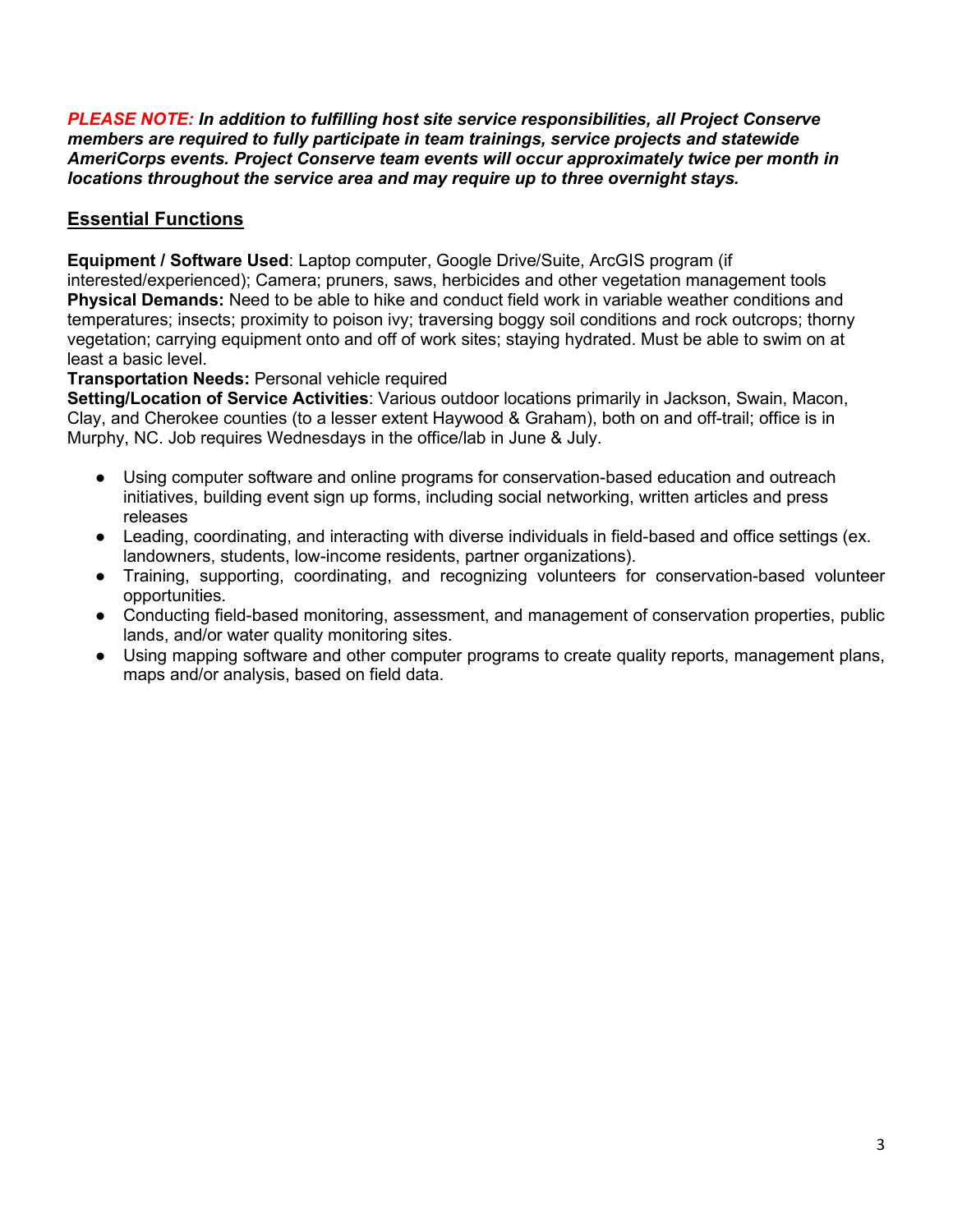***PLEASE NOTE:*** ***In addition to fulfilling host site service responsibilities, all Project Conserve members are required to fully participate in team trainings, service projects and statewide AmeriCorps events. Project Conserve team events will occur approximately twice per month in locations throughout the service area and may require up to three overnight stays.***

## Essential Functions

**Equipment / Software Used**: Laptop computer, Google Drive/Suite, ArcGIS program (if interested/experienced); Camera; pruners, saws, herbicides and other vegetation management tools
**Physical Demands:** Need to be able to hike and conduct field work in variable weather conditions and temperatures; insects; proximity to poison ivy; traversing boggy soil conditions and rock outcrops; thorny vegetation; carrying equipment onto and off of work sites; staying hydrated. Must be able to swim on at least a basic level.
**Transportation Needs:** Personal vehicle required
**Setting/Location of Service Activities**: Various outdoor locations primarily in Jackson, Swain, Macon, Clay, and Cherokee counties (to a lesser extent Haywood & Graham), both on and off-trail; office is in Murphy, NC. Job requires Wednesdays in the office/lab in June & July.

- Using computer software and online programs for conservation-based education and outreach initiatives, building event sign up forms, including social networking, written articles and press releases
- Leading, coordinating, and interacting with diverse individuals in field-based and office settings (ex. landowners, students, low-income residents, partner organizations).
- Training, supporting, coordinating, and recognizing volunteers for conservation-based volunteer opportunities.
- Conducting field-based monitoring, assessment, and management of conservation properties, public lands, and/or water quality monitoring sites.
- Using mapping software and other computer programs to create quality reports, management plans, maps and/or analysis, based on field data.